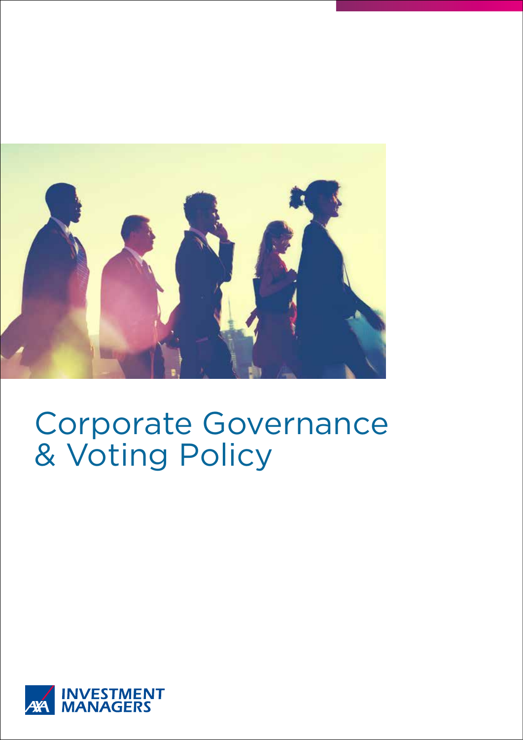# Corporate Governance & Voting Policy

INVESTMENT MANAGERS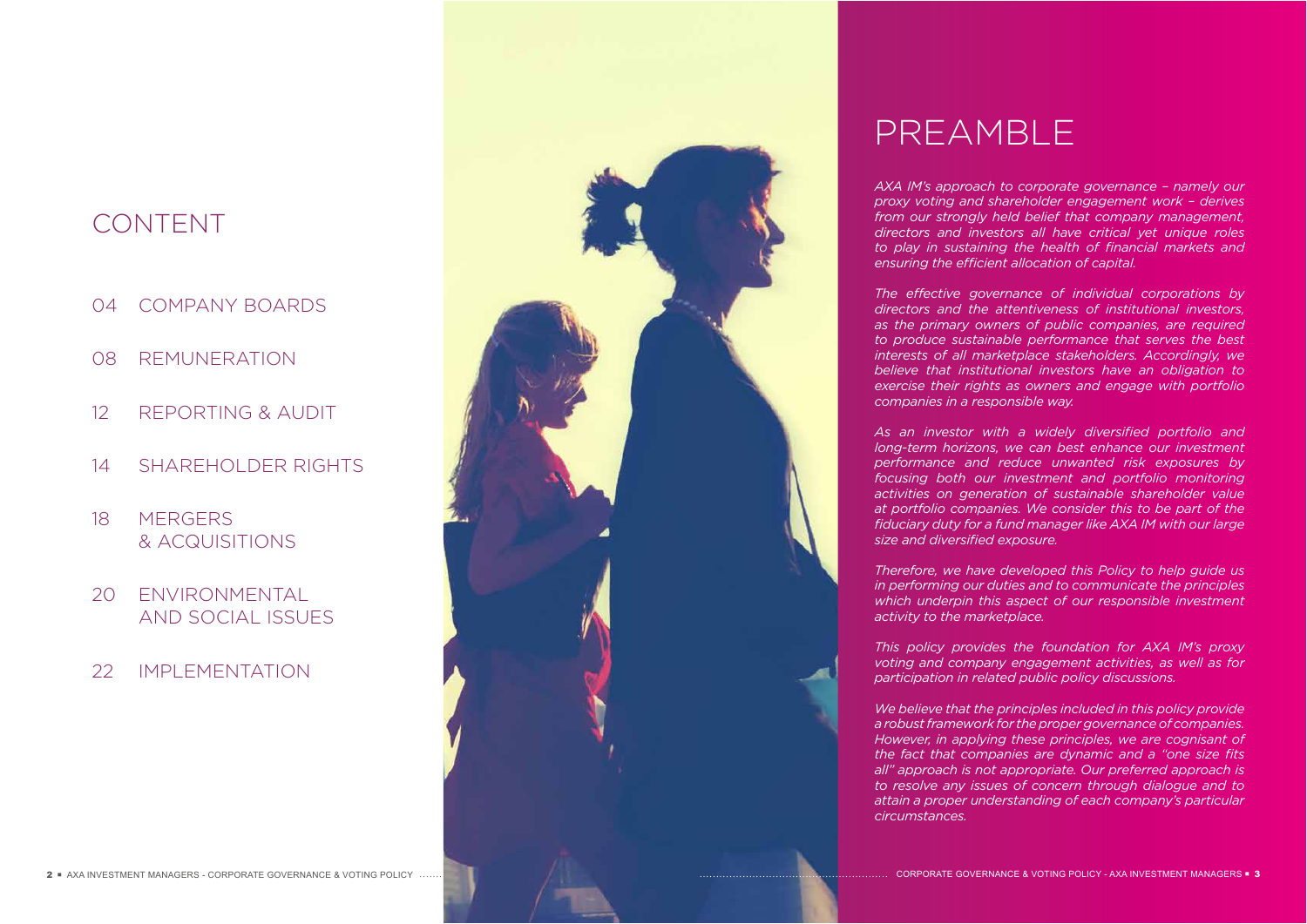# CONTENT

- 04 COMPANY BOARDS
- 08 REMUNERATION
- 12 REPORTING & AUDIT
- 14 SHAREHOLDER RIGHTS
- 18 MERGERS & ACQUISITIONS
- 20 ENVIRONMENTAL AND SOCIAL ISSUES
- 22 IMPLEMENTATION

# PREAMBLE

*AXA IM's approach to corporate governance – namely our proxy voting and shareholder engagement work – derives from our strongly held belief that company management, directors and investors all have critical yet unique roles to play in sustaining the health of financial markets and ensuring the efficient allocation of capital.*

*The effective governance of individual corporations by directors and the attentiveness of institutional investors, as the primary owners of public companies, are required to produce sustainable performance that serves the best interests of all marketplace stakeholders. Accordingly, we believe that institutional investors have an obligation to exercise their rights as owners and engage with portfolio companies in a responsible way.*

*As an investor with a widely diversified portfolio and long-term horizons, we can best enhance our investment performance and reduce unwanted risk exposures by focusing both our investment and portfolio monitoring activities on generation of sustainable shareholder value at portfolio companies. We consider this to be part of the fiduciary duty for a fund manager like AXA IM with our large size and diversified exposure.*

*Therefore, we have developed this Policy to help guide us in performing our duties and to communicate the principles which underpin this aspect of our responsible investment activity to the marketplace.*

*This policy provides the foundation for AXA IM's proxy voting and company engagement activities, as well as for participation in related public policy discussions.*

*We believe that the principles included in this policy provide a robust framework for the proper governance of companies. However, in applying these principles, we are cognisant of the fact that companies are dynamic and a "one size fits all" approach is not appropriate. Our preferred approach is to resolve any issues of concern through dialogue and to attain a proper understanding of each company's particular circumstances.*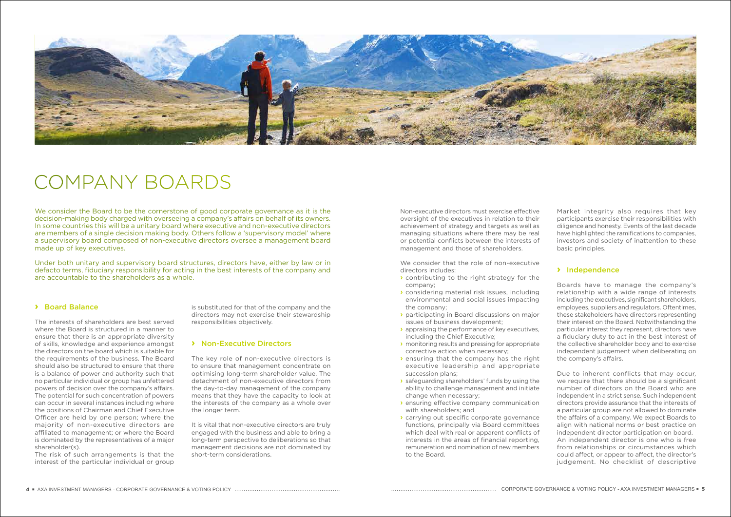# COMPANY BOARDS

We consider the Board to be the cornerstone of good corporate governance as it is the decision-making body charged with overseeing a company's affairs on behalf of its owners. In some countries this will be a unitary board where executive and non-executive directors are members of a single decision making body. Others follow a 'supervisory model' where a supervisory board composed of non-executive directors oversee a management board made up of key executives.

Under both unitary and supervisory board structures, directors have, either by law or in defacto terms, fiduciary responsibility for acting in the best interests of the company and are accountable to the shareholders as a whole.

## Board Balance

The interests of shareholders are best served where the Board is structured in a manner to ensure that there is an appropriate diversity of skills, knowledge and experience amongst the directors on the board which is suitable for the requirements of the business. The Board should also be structured to ensure that there is a balance of power and authority such that no particular individual or group has unfettered powers of decision over the company's affairs. The potential for such concentration of powers can occur in several instances including where the positions of Chairman and Chief Executive Officer are held by one person; where the majority of non-executive directors are affiliated to management; or where the Board is dominated by the representatives of a major shareholder(s).

The risk of such arrangements is that the interest of the particular individual or group is substituted for that of the company and the directors may not exercise their stewardship responsibilities objectively.

## Non-Executive Directors

The key role of non-executive directors is to ensure that management concentrate on optimising long-term shareholder value. The detachment of non-executive directors from the day-to-day management of the company means that they have the capacity to look at the interests of the company as a whole over the longer term.

It is vital that non-executive directors are truly engaged with the business and able to bring a long-term perspective to deliberations so that management decisions are not dominated by short-term considerations.

Non-executive directors must exercise effective oversight of the executives in relation to their achievement of strategy and targets as well as managing situations where there may be real or potential conflicts between the interests of management and those of shareholders.

We consider that the role of non-executive directors includes:

- contributing to the right strategy for the company;
- considering material risk issues, including environmental and social issues impacting the company;
- participating in Board discussions on major issues of business development;
- appraising the performance of key executives, including the Chief Executive;
- monitoring results and pressing for appropriate corrective action when necessary;
- ensuring that the company has the right executive leadership and appropriate succession plans;
- safeguarding shareholders' funds by using the ability to challenge management and initiate change when necessary;
- ensuring effective company communication with shareholders; and
- carrying out specific corporate governance functions, principally via Board committees which deal with real or apparent conflicts of interests in the areas of financial reporting, remuneration and nomination of new members to the Board.

Market integrity also requires that key participants exercise their responsibilities with diligence and honesty. Events of the last decade have highlighted the ramifications to companies, investors and society of inattention to these basic principles.

## Independence

Boards have to manage the company's relationship with a wide range of interests including the executives, significant shareholders, employees, suppliers and regulators. Oftentimes, these stakeholders have directors representing their interest on the Board. Notwithstanding the particular interest they represent, directors have a fiduciary duty to act in the best interest of the collective shareholder body and to exercise independent judgement when deliberating on the company's affairs.

Due to inherent conflicts that may occur, we require that there should be a significant number of directors on the Board who are independent in a strict sense. Such independent directors provide assurance that the interests of a particular group are not allowed to dominate the affairs of a company. We expect Boards to align with national norms or best practice on independent director participation on board. An independent director is one who is free from relationships or circumstances which could affect, or appear to affect, the director's judgement. No checklist of descriptive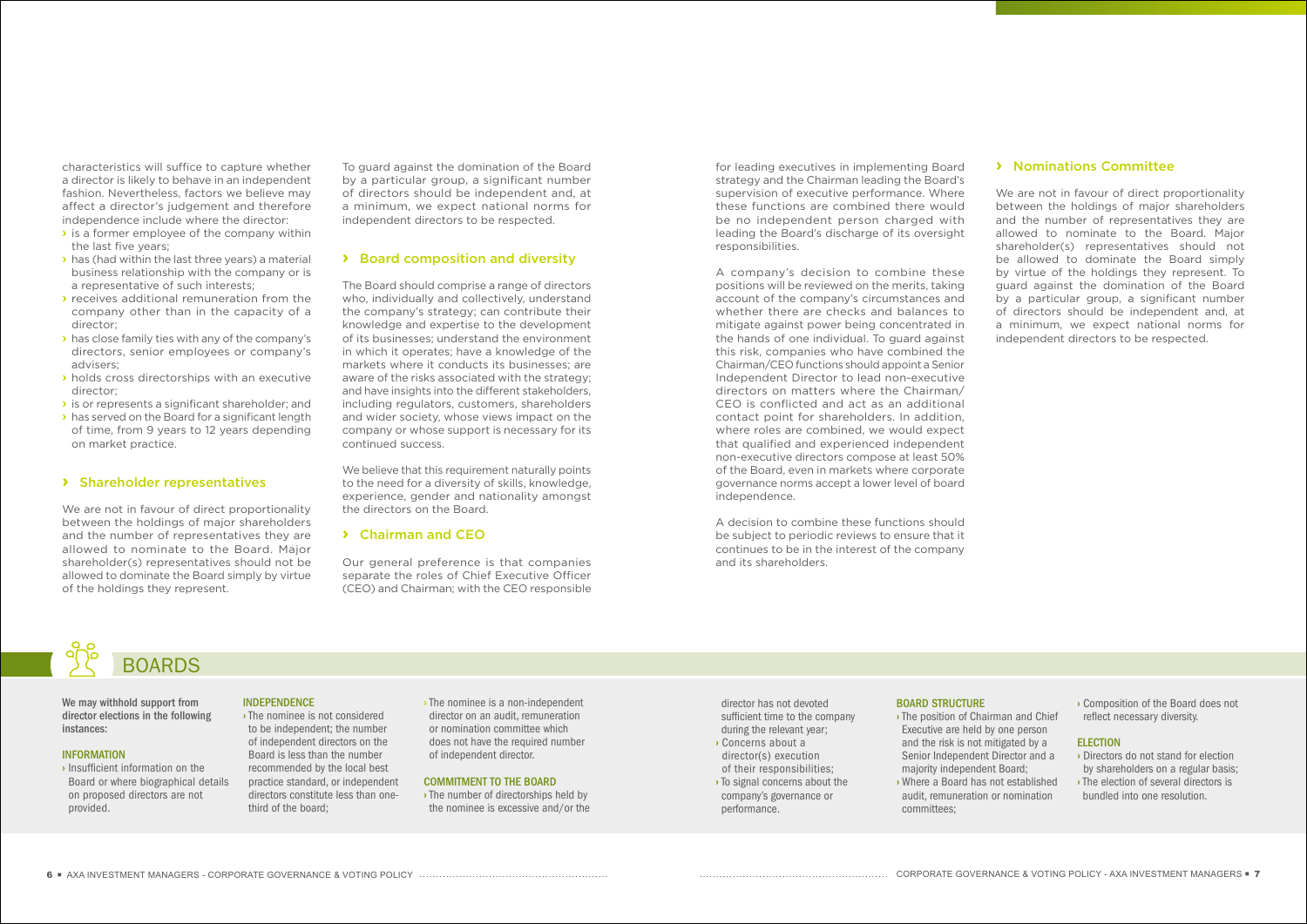characteristics will suffice to capture whether a director is likely to behave in an independent fashion. Nevertheless, factors we believe may affect a director's judgement and therefore independence include where the director:

- is a former employee of the company within the last five years;
- has (had within the last three years) a material business relationship with the company or is a representative of such interests;
- receives additional remuneration from the company other than in the capacity of a director;
- has close family ties with any of the company's directors, senior employees or company's advisers;
- holds cross directorships with an executive director;
- is or represents a significant shareholder; and
- has served on the Board for a significant length of time, from 9 years to 12 years depending on market practice.

## Shareholder representatives

We are not in favour of direct proportionality between the holdings of major shareholders and the number of representatives they are allowed to nominate to the Board. Major shareholder(s) representatives should not be allowed to dominate the Board simply by virtue of the holdings they represent.

To guard against the domination of the Board by a particular group, a significant number of directors should be independent and, at a minimum, we expect national norms for independent directors to be respected.

## Board composition and diversity

The Board should comprise a range of directors who, individually and collectively, understand the company's strategy; can contribute their knowledge and expertise to the development of its businesses; understand the environment in which it operates; have a knowledge of the markets where it conducts its businesses; are aware of the risks associated with the strategy; and have insights into the different stakeholders, including regulators, customers, shareholders and wider society, whose views impact on the company or whose support is necessary for its continued success.

We believe that this requirement naturally points to the need for a diversity of skills, knowledge, experience, gender and nationality amongst the directors on the Board.

## Chairman and CEO

Our general preference is that companies separate the roles of Chief Executive Officer (CEO) and Chairman; with the CEO responsible for leading executives in implementing Board strategy and the Chairman leading the Board's supervision of executive performance. Where these functions are combined there would be no independent person charged with leading the Board's discharge of its oversight responsibilities.

A company's decision to combine these positions will be reviewed on the merits, taking account of the company's circumstances and whether there are checks and balances to mitigate against power being concentrated in the hands of one individual. To guard against this risk, companies who have combined the Chairman/CEO functions should appoint a Senior Independent Director to lead non-executive directors on matters where the Chairman/CEO is conflicted and act as an additional contact point for shareholders. In addition, where roles are combined, we would expect that qualified and experienced independent non-executive directors compose at least 50% of the Board, even in markets where corporate governance norms accept a lower level of board independence.

A decision to combine these functions should be subject to periodic reviews to ensure that it continues to be in the interest of the company and its shareholders.

## Nominations Committee

We are not in favour of direct proportionality between the holdings of major shareholders and the number of representatives they are allowed to nominate to the Board. Major shareholder(s) representatives should not be allowed to dominate the Board simply by virtue of the holdings they represent. To guard against the domination of the Board by a particular group, a significant number of directors should be independent and, at a minimum, we expect national norms for independent directors to be respected.

# BOARDS

**We may withhold support from director elections in the following instances:**

### INFORMATION

- Insufficient information on the Board or where biographical details on proposed directors are not provided.

### INDEPENDENCE

- The nominee is not considered to be independent; the number of independent directors on the Board is less than the number recommended by the local best practice standard, or independent directors constitute less than one-third of the board;
- The nominee is a non-independent director on an audit, remuneration or nomination committee which does not have the required number of independent director.

### COMMITMENT TO THE BOARD

- The number of directorships held by the nominee is excessive and/or the director has not devoted sufficient time to the company during the relevant year;
- Concerns about a director(s) execution of their responsibilities;
- To signal concerns about the company's governance or performance.

### BOARD STRUCTURE

- The position of Chairman and Chief Executive are held by one person and the risk is not mitigated by a Senior Independent Director and a majority independent Board;
- Where a Board has not established audit, remuneration or nomination committees;
- Composition of the Board does not reflect necessary diversity.

### ELECTION

- Directors do not stand for election by shareholders on a regular basis;
- The election of several directors is bundled into one resolution.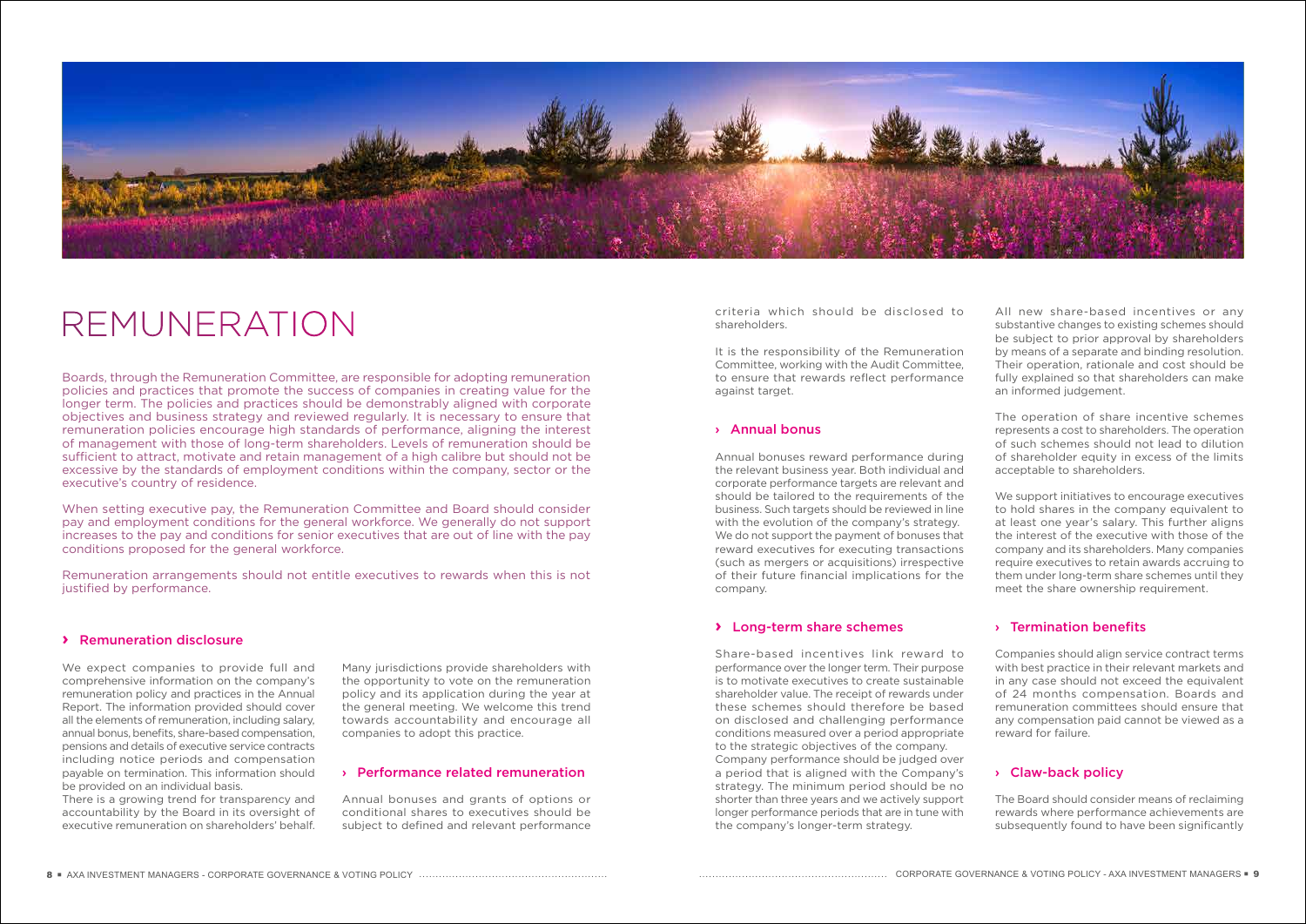# REMUNERATION

Boards, through the Remuneration Committee, are responsible for adopting remuneration policies and practices that promote the success of companies in creating value for the longer term. The policies and practices should be demonstrably aligned with corporate objectives and business strategy and reviewed regularly. It is necessary to ensure that remuneration policies encourage high standards of performance, aligning the interest of management with those of long-term shareholders. Levels of remuneration should be sufficient to attract, motivate and retain management of a high calibre but should not be excessive by the standards of employment conditions within the company, sector or the executive's country of residence.

When setting executive pay, the Remuneration Committee and Board should consider pay and employment conditions for the general workforce. We generally do not support increases to the pay and conditions for senior executives that are out of line with the pay conditions proposed for the general workforce.

Remuneration arrangements should not entitle executives to rewards when this is not justified by performance.

## › Remuneration disclosure

We expect companies to provide full and comprehensive information on the company's remuneration policy and practices in the Annual Report. The information provided should cover all the elements of remuneration, including salary, annual bonus, benefits, share-based compensation, pensions and details of executive service contracts including notice periods and compensation payable on termination. This information should be provided on an individual basis.

There is a growing trend for transparency and accountability by the Board in its oversight of executive remuneration on shareholders' behalf. Many jurisdictions provide shareholders with the opportunity to vote on the remuneration policy and its application during the year at the general meeting. We welcome this trend towards accountability and encourage all companies to adopt this practice.

## › Performance related remuneration

Annual bonuses and grants of options or conditional shares to executives should be subject to defined and relevant performance criteria which should be disclosed to shareholders.

It is the responsibility of the Remuneration Committee, working with the Audit Committee, to ensure that rewards reflect performance against target.

## › Annual bonus

Annual bonuses reward performance during the relevant business year. Both individual and corporate performance targets are relevant and should be tailored to the requirements of the business. Such targets should be reviewed in line with the evolution of the company's strategy. We do not support the payment of bonuses that reward executives for executing transactions (such as mergers or acquisitions) irrespective of their future financial implications for the company.

## › Long-term share schemes

Share-based incentives link reward to performance over the longer term. Their purpose is to motivate executives to create sustainable shareholder value. The receipt of rewards under these schemes should therefore be based on disclosed and challenging performance conditions measured over a period appropriate to the strategic objectives of the company. Company performance should be judged over a period that is aligned with the Company's strategy. The minimum period should be no shorter than three years and we actively support longer performance periods that are in tune with the company's longer-term strategy.

All new share-based incentives or any substantive changes to existing schemes should be subject to prior approval by shareholders by means of a separate and binding resolution. Their operation, rationale and cost should be fully explained so that shareholders can make an informed judgement.

The operation of share incentive schemes represents a cost to shareholders. The operation of such schemes should not lead to dilution of shareholder equity in excess of the limits acceptable to shareholders.

We support initiatives to encourage executives to hold shares in the company equivalent to at least one year's salary. This further aligns the interest of the executive with those of the company and its shareholders. Many companies require executives to retain awards accruing to them under long-term share schemes until they meet the share ownership requirement.

## › Termination benefits

Companies should align service contract terms with best practice in their relevant markets and in any case should not exceed the equivalent of 24 months compensation. Boards and remuneration committees should ensure that any compensation paid cannot be viewed as a reward for failure.

## › Claw-back policy

The Board should consider means of reclaiming rewards where performance achievements are subsequently found to have been significantly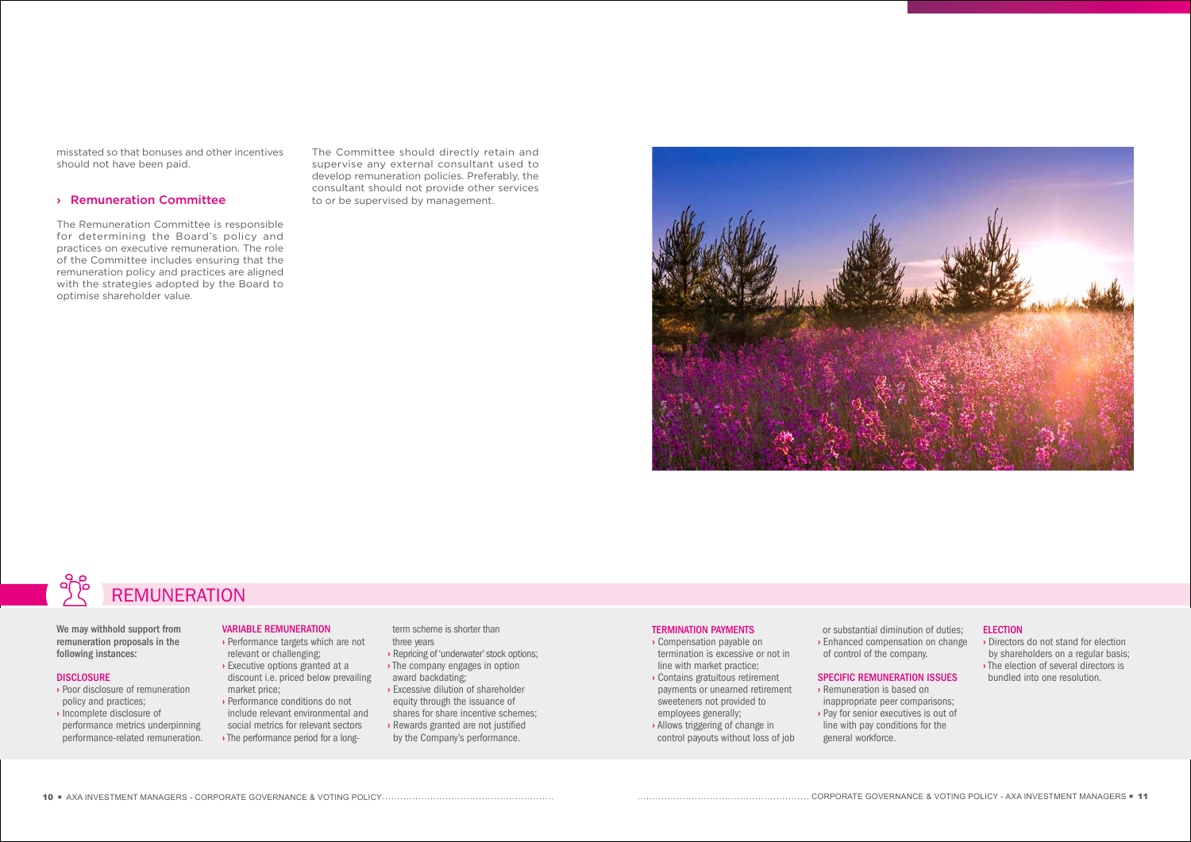misstated so that bonuses and other incentives should not have been paid.

### › Remuneration Committee

The Remuneration Committee is responsible for determining the Board's policy and practices on executive remuneration. The role of the Committee includes ensuring that the remuneration policy and practices are aligned with the strategies adopted by the Board to optimise shareholder value.

The Committee should directly retain and supervise any external consultant used to develop remuneration policies. Preferably, the consultant should not provide other services to or be supervised by management.

## REMUNERATION

**We may withhold support from remuneration proposals in the following instances:**

### DISCLOSURE

- › Poor disclosure of remuneration policy and practices;
- › Incomplete disclosure of performance metrics underpinning performance-related remuneration.

### VARIABLE REMUNERATION

- › Performance targets which are not relevant or challenging;
- › Executive options granted at a discount i.e. priced below prevailing market price;
- › Performance conditions do not include relevant environmental and social metrics for relevant sectors
- › The performance period for a long-term scheme is shorter than three years
- › Repricing of 'underwater' stock options;
- › The company engages in option award backdating;
- › Excessive dilution of shareholder equity through the issuance of shares for share incentive schemes;
- › Rewards granted are not justified by the Company's performance.

### TERMINATION PAYMENTS

- › Compensation payable on termination is excessive or not in line with market practice;
- › Contains gratuitous retirement payments or unearned retirement sweeteners not provided to employees generally;
- › Allows triggering of change in control payouts without loss of job or substantial diminution of duties;
- › Enhanced compensation on change of control of the company.

### SPECIFIC REMUNERATION ISSUES

- › Remuneration is based on inappropriate peer comparisons;
- › Pay for senior executives is out of line with pay conditions for the general workforce.

### ELECTION

- › Directors do not stand for election by shareholders on a regular basis;
- › The election of several directors is bundled into one resolution.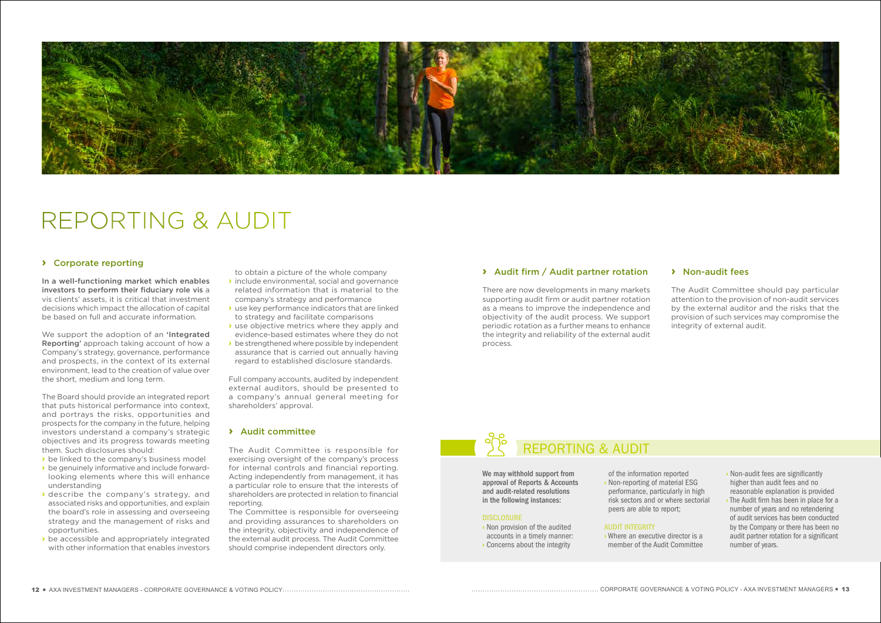# REPORTING & AUDIT

## › Corporate reporting

**In a well-functioning market which enables investors to perform their fiduciary role vis** a vis clients' assets, it is critical that investment decisions which impact the allocation of capital be based on full and accurate information.

We support the adoption of an **'Integrated Reporting'** approach taking account of how a Company's strategy, governance, performance and prospects, in the context of its external environment, lead to the creation of value over the short, medium and long term.

The Board should provide an integrated report that puts historical performance into context, and portrays the risks, opportunities and prospects for the company in the future, helping investors understand a company's strategic objectives and its progress towards meeting them. Such disclosures should:

- be linked to the company's business model
- be genuinely informative and include forward-looking elements where this will enhance understanding
- describe the company's strategy, and associated risks and opportunities, and explain the board's role in assessing and overseeing strategy and the management of risks and opportunities.
- be accessible and appropriately integrated with other information that enables investors to obtain a picture of the whole company
- include environmental, social and governance related information that is material to the company's strategy and performance
- use key performance indicators that are linked to strategy and facilitate comparisons
- use objective metrics where they apply and evidence-based estimates where they do not
- be strengthened where possible by independent assurance that is carried out annually having regard to established disclosure standards.

Full company accounts, audited by independent external auditors, should be presented to a company's annual general meeting for shareholders' approval.

## › Audit committee

The Audit Committee is responsible for exercising oversight of the company's process for internal controls and financial reporting. Acting independently from management, it has a particular role to ensure that the interests of shareholders are protected in relation to financial reporting.

The Committee is responsible for overseeing and providing assurances to shareholders on the integrity, objectivity and independence of the external audit process. The Audit Committee should comprise independent directors only.

## › Audit firm / Audit partner rotation

There are now developments in many markets supporting audit firm or audit partner rotation as a means to improve the independence and objectivity of the audit process. We support periodic rotation as a further means to enhance the integrity and reliability of the external audit process.

## › Non-audit fees

The Audit Committee should pay particular attention to the provision of non-audit services by the external auditor and the risks that the provision of such services may compromise the integrity of external audit.

## REPORTING & AUDIT

**We may withhold support from approval of Reports & Accounts and audit-related resolutions in the following instances:**

### DISCLOSURE

- Non provision of the audited accounts in a timely manner:
- Concerns about the integrity of the information reported
- Non-reporting of material ESG performance, particularly in high risk sectors and or where sectorial peers are able to report;

### AUDIT INTEGRITY

- Where an executive director is a member of the Audit Committee
- Non-audit fees are significantly higher than audit fees and no reasonable explanation is provided
- The Audit firm has been in place for a number of years and no retendering of audit services has been conducted by the Company or there has been no audit partner rotation for a significant number of years.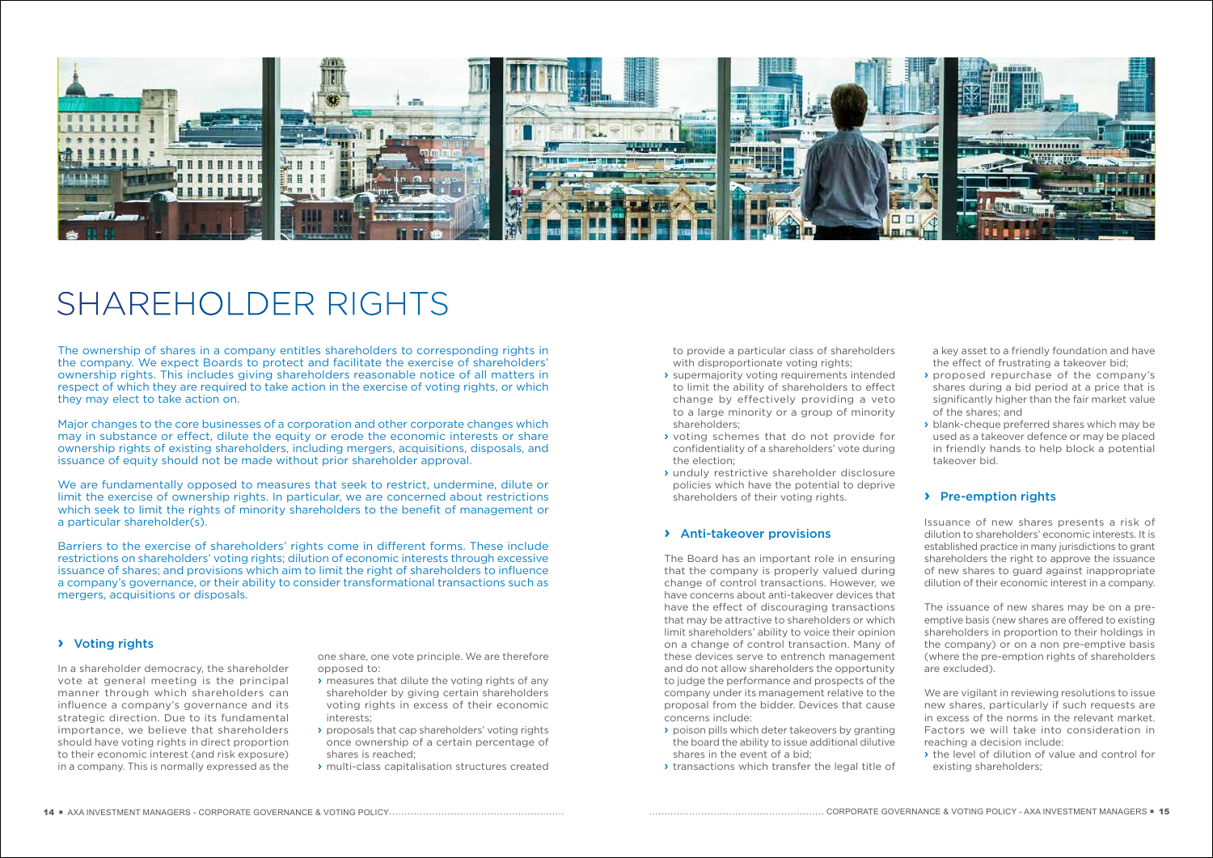# SHAREHOLDER RIGHTS

The ownership of shares in a company entitles shareholders to corresponding rights in the company. We expect Boards to protect and facilitate the exercise of shareholders' ownership rights. This includes giving shareholders reasonable notice of all matters in respect of which they are required to take action in the exercise of voting rights, or which they may elect to take action on.

Major changes to the core businesses of a corporation and other corporate changes which may in substance or effect, dilute the equity or erode the economic interests or share ownership rights of existing shareholders, including mergers, acquisitions, disposals, and issuance of equity should not be made without prior shareholder approval.

We are fundamentally opposed to measures that seek to restrict, undermine, dilute or limit the exercise of ownership rights. In particular, we are concerned about restrictions which seek to limit the rights of minority shareholders to the benefit of management or a particular shareholder(s).

Barriers to the exercise of shareholders' rights come in different forms. These include restrictions on shareholders' voting rights; dilution of economic interests through excessive issuance of shares; and provisions which aim to limit the right of shareholders to influence a company's governance, or their ability to consider transformational transactions such as mergers, acquisitions or disposals.

## › Voting rights

In a shareholder democracy, the shareholder vote at general meeting is the principal manner through which shareholders can influence a company's governance and its strategic direction. Due to its fundamental importance, we believe that shareholders should have voting rights in direct proportion to their economic interest (and risk exposure) in a company. This is normally expressed as the one share, one vote principle. We are therefore opposed to:

- measures that dilute the voting rights of any shareholder by giving certain shareholders voting rights in excess of their economic interests;
- proposals that cap shareholders' voting rights once ownership of a certain percentage of shares is reached;
- multi-class capitalisation structures created to provide a particular class of shareholders with disproportionate voting rights;
- supermajority voting requirements intended to limit the ability of shareholders to effect change by effectively providing a veto to a large minority or a group of minority shareholders;
- voting schemes that do not provide for confidentiality of a shareholders' vote during the election;
- unduly restrictive shareholder disclosure policies which have the potential to deprive shareholders of their voting rights.

## › Anti-takeover provisions

The Board has an important role in ensuring that the company is properly valued during change of control transactions. However, we have concerns about anti-takeover devices that have the effect of discouraging transactions that may be attractive to shareholders or which limit shareholders' ability to voice their opinion on a change of control transaction. Many of these devices serve to entrench management and do not allow shareholders the opportunity to judge the performance and prospects of the company under its management relative to the proposal from the bidder. Devices that cause concerns include:

- poison pills which deter takeovers by granting the board the ability to issue additional dilutive shares in the event of a bid;
- transactions which transfer the legal title of a key asset to a friendly foundation and have the effect of frustrating a takeover bid;
- proposed repurchase of the company's shares during a bid period at a price that is significantly higher than the fair market value of the shares; and
- blank-cheque preferred shares which may be used as a takeover defence or may be placed in friendly hands to help block a potential takeover bid.

## › Pre-emption rights

Issuance of new shares presents a risk of dilution to shareholders' economic interests. It is established practice in many jurisdictions to grant shareholders the right to approve the issuance of new shares to guard against inappropriate dilution of their economic interest in a company.

The issuance of new shares may be on a pre-emptive basis (new shares are offered to existing shareholders in proportion to their holdings in the company) or on a non pre-emptive basis (where the pre-emption rights of shareholders are excluded).

We are vigilant in reviewing resolutions to issue new shares, particularly if such requests are in excess of the norms in the relevant market. Factors we will take into consideration in reaching a decision include:

- the level of dilution of value and control for existing shareholders;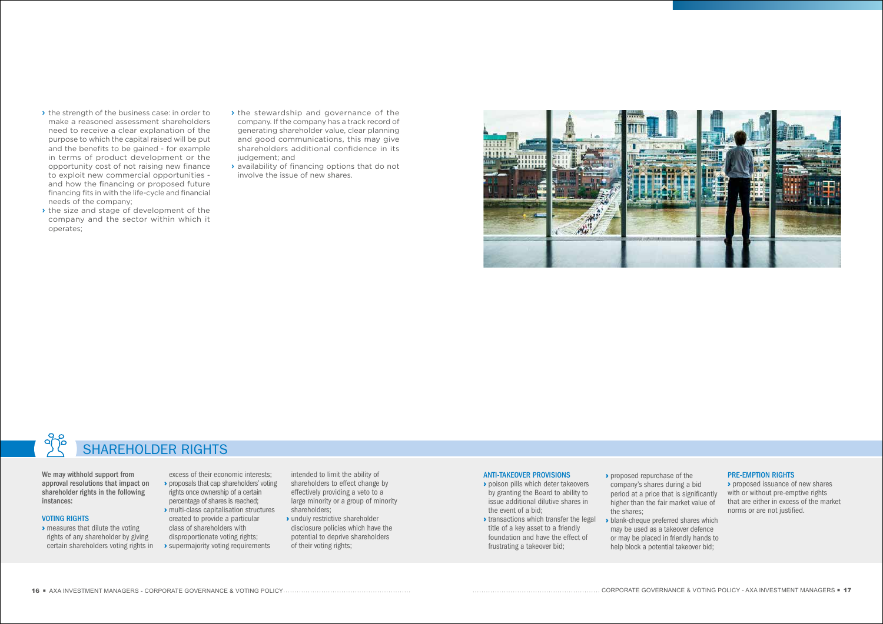- the strength of the business case: in order to make a reasoned assessment shareholders need to receive a clear explanation of the purpose to which the capital raised will be put and the benefits to be gained - for example in terms of product development or the opportunity cost of not raising new finance to exploit new commercial opportunities - and how the financing or proposed future financing fits in with the life-cycle and financial needs of the company;
- the size and stage of development of the company and the sector within which it operates;
- the stewardship and governance of the company. If the company has a track record of generating shareholder value, clear planning and good communications, this may give shareholders additional confidence in its judgement; and
- availability of financing options that do not involve the issue of new shares.

## SHAREHOLDER RIGHTS

**We may withhold support from approval resolutions that impact on shareholder rights in the following instances:**

### VOTING RIGHTS

- measures that dilute the voting rights of any shareholder by giving certain shareholders voting rights in excess of their economic interests;
- proposals that cap shareholders' voting rights once ownership of a certain percentage of shares is reached;
- multi-class capitalisation structures created to provide a particular class of shareholders with disproportionate voting rights;
- supermajority voting requirements intended to limit the ability of shareholders to effect change by effectively providing a veto to a large minority or a group of minority shareholders;
- unduly restrictive shareholder disclosure policies which have the potential to deprive shareholders of their voting rights;

### ANTI-TAKEOVER PROVISIONS

- poison pills which deter takeovers by granting the Board to ability to issue additional dilutive shares in the event of a bid;
- transactions which transfer the legal title of a key asset to a friendly foundation and have the effect of frustrating a takeover bid;
- proposed repurchase of the company's shares during a bid period at a price that is significantly higher than the fair market value of the shares;
- blank-cheque preferred shares which may be used as a takeover defence or may be placed in friendly hands to help block a potential takeover bid;

### PRE-EMPTION RIGHTS

- proposed issuance of new shares with or without pre-emptive rights that are either in excess of the market norms or are not justified.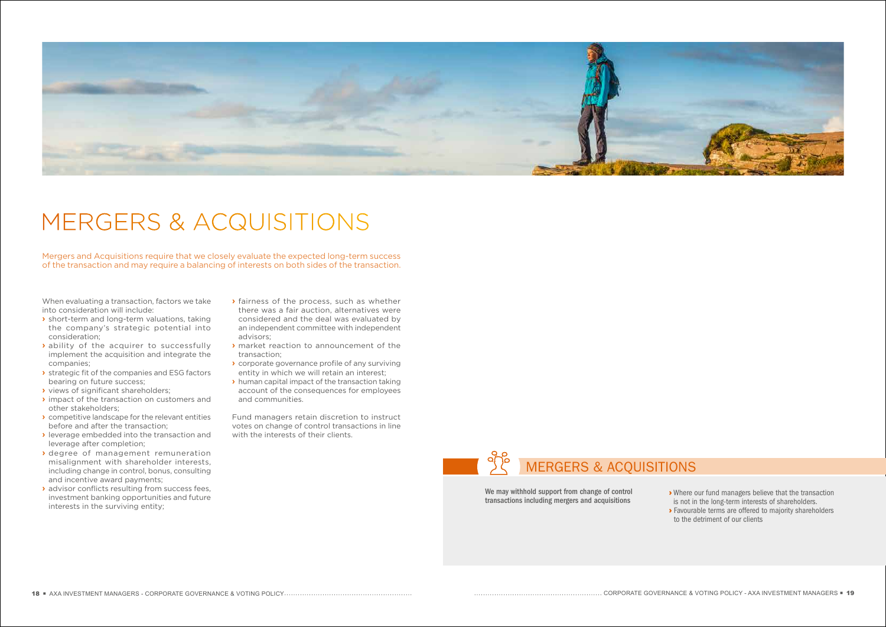# MERGERS & ACQUISITIONS

Mergers and Acquisitions require that we closely evaluate the expected long-term success of the transaction and may require a balancing of interests on both sides of the transaction.

When evaluating a transaction, factors we take into consideration will include:

- short-term and long-term valuations, taking the company's strategic potential into consideration;
- ability of the acquirer to successfully implement the acquisition and integrate the companies;
- strategic fit of the companies and ESG factors bearing on future success;
- views of significant shareholders;
- impact of the transaction on customers and other stakeholders;
- competitive landscape for the relevant entities before and after the transaction;
- leverage embedded into the transaction and leverage after completion;
- degree of management remuneration misalignment with shareholder interests, including change in control, bonus, consulting and incentive award payments;
- advisor conflicts resulting from success fees, investment banking opportunities and future interests in the surviving entity;
- fairness of the process, such as whether there was a fair auction, alternatives were considered and the deal was evaluated by an independent committee with independent advisors;
- market reaction to announcement of the transaction;
- corporate governance profile of any surviving entity in which we will retain an interest;
- human capital impact of the transaction taking account of the consequences for employees and communities.

Fund managers retain discretion to instruct votes on change of control transactions in line with the interests of their clients.

## MERGERS & ACQUISITIONS

**We may withhold support from change of control transactions including mergers and acquisitions**

- Where our fund managers believe that the transaction is not in the long-term interests of shareholders.
- Favourable terms are offered to majority shareholders to the detriment of our clients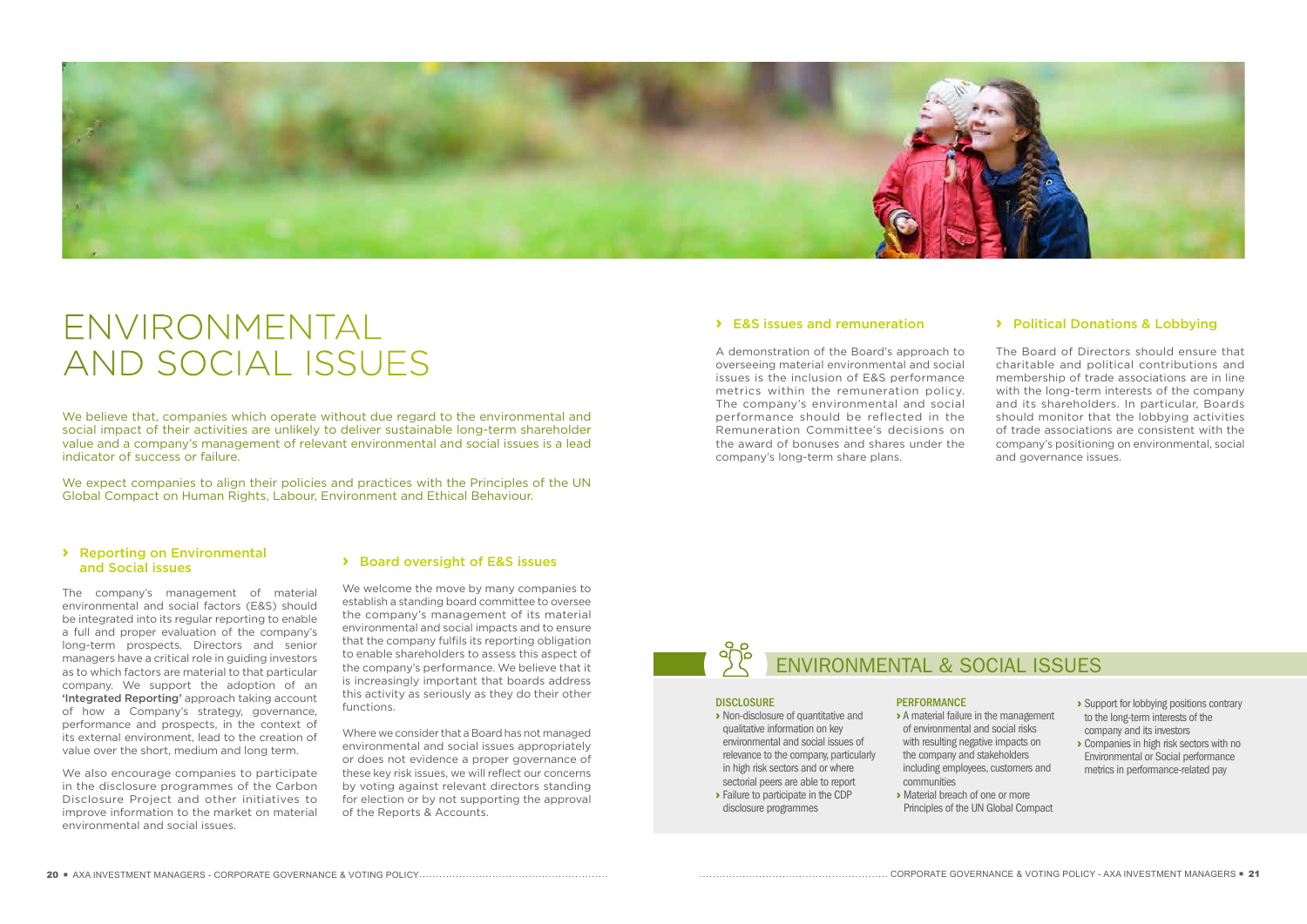# ENVIRONMENTAL AND SOCIAL ISSUES

We believe that, companies which operate without due regard to the environmental and social impact of their activities are unlikely to deliver sustainable long-term shareholder value and a company's management of relevant environmental and social issues is a lead indicator of success or failure.

We expect companies to align their policies and practices with the Principles of the UN Global Compact on Human Rights, Labour, Environment and Ethical Behaviour.

## › Reporting on Environmental and Social issues

The company's management of material environmental and social factors (E&S) should be integrated into its regular reporting to enable a full and proper evaluation of the company's long-term prospects. Directors and senior managers have a critical role in guiding investors as to which factors are material to that particular company. We support the adoption of an 'Integrated Reporting' approach taking account of how a Company's strategy, governance, performance and prospects, in the context of its external environment, lead to the creation of value over the short, medium and long term.

We also encourage companies to participate in the disclosure programmes of the Carbon Disclosure Project and other initiatives to improve information to the market on material environmental and social issues.

## › Board oversight of E&S issues

We welcome the move by many companies to establish a standing board committee to oversee the company's management of its material environmental and social impacts and to ensure that the company fulfils its reporting obligation to enable shareholders to assess this aspect of the company's performance. We believe that it is increasingly important that boards address this activity as seriously as they do their other functions.

Where we consider that a Board has not managed environmental and social issues appropriately or does not evidence a proper governance of these key risk issues, we will reflect our concerns by voting against relevant directors standing for election or by not supporting the approval of the Reports & Accounts.

## › E&S issues and remuneration

A demonstration of the Board's approach to overseeing material environmental and social issues is the inclusion of E&S performance metrics within the remuneration policy. The company's environmental and social performance should be reflected in the Remuneration Committee's decisions on the award of bonuses and shares under the company's long-term share plans.

## › Political Donations & Lobbying

The Board of Directors should ensure that charitable and political contributions and membership of trade associations are in line with the long-term interests of the company and its shareholders. In particular, Boards should monitor that the lobbying activities of trade associations are consistent with the company's positioning on environmental, social and governance issues.

## ENVIRONMENTAL & SOCIAL ISSUES

**DISCLOSURE**

- Non-disclosure of quantitative and qualitative information on key environmental and social issues of relevance to the company, particularly in high risk sectors and or where sectorial peers are able to report
- Failure to participate in the CDP disclosure programmes

**PERFORMANCE**

- A material failure in the management of environmental and social risks with resulting negative impacts on the company and stakeholders including employees, customers and communities
- Material breach of one or more Principles of the UN Global Compact
- Support for lobbying positions contrary to the long-term interests of the company and its investors
- Companies in high risk sectors with no Environmental or Social performance metrics in performance-related pay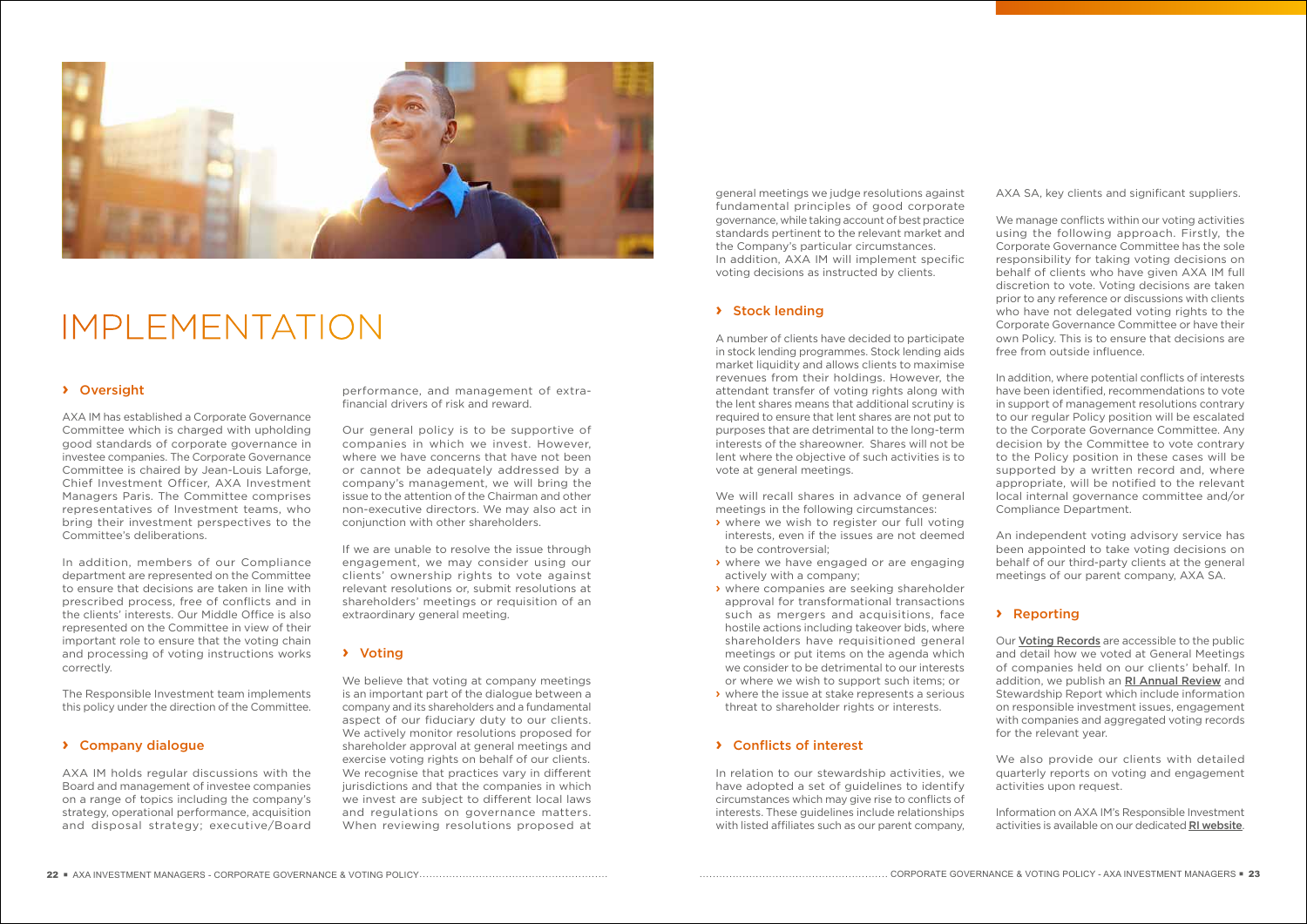# IMPLEMENTATION

## Oversight

AXA IM has established a Corporate Governance Committee which is charged with upholding good standards of corporate governance in investee companies. The Corporate Governance Committee is chaired by Jean-Louis Laforge, Chief Investment Officer, AXA Investment Managers Paris. The Committee comprises representatives of Investment teams, who bring their investment perspectives to the Committee's deliberations.

In addition, members of our Compliance department are represented on the Committee to ensure that decisions are taken in line with prescribed process, free of conflicts and in the clients' interests. Our Middle Office is also represented on the Committee in view of their important role to ensure that the voting chain and processing of voting instructions works correctly.

The Responsible Investment team implements this policy under the direction of the Committee.

## Company dialogue

AXA IM holds regular discussions with the Board and management of investee companies on a range of topics including the company's strategy, operational performance, acquisition and disposal strategy; executive/Board performance, and management of extra-financial drivers of risk and reward.

Our general policy is to be supportive of companies in which we invest. However, where we have concerns that have not been or cannot be adequately addressed by a company's management, we will bring the issue to the attention of the Chairman and other non-executive directors. We may also act in conjunction with other shareholders.

If we are unable to resolve the issue through engagement, we may consider using our clients' ownership rights to vote against relevant resolutions or, submit resolutions at shareholders' meetings or requisition of an extraordinary general meeting.

## Voting

We believe that voting at company meetings is an important part of the dialogue between a company and its shareholders and a fundamental aspect of our fiduciary duty to our clients. We actively monitor resolutions proposed for shareholder approval at general meetings and exercise voting rights on behalf of our clients. We recognise that practices vary in different jurisdictions and that the companies in which we invest are subject to different local laws and regulations on governance matters. When reviewing resolutions proposed at general meetings we judge resolutions against fundamental principles of good corporate governance, while taking account of best practice standards pertinent to the relevant market and the Company's particular circumstances.
In addition, AXA IM will implement specific voting decisions as instructed by clients.

## Stock lending

A number of clients have decided to participate in stock lending programmes. Stock lending aids market liquidity and allows clients to maximise revenues from their holdings. However, the attendant transfer of voting rights along with the lent shares means that additional scrutiny is required to ensure that lent shares are not put to purposes that are detrimental to the long-term interests of the shareowner. Shares will not be lent where the objective of such activities is to vote at general meetings.

We will recall shares in advance of general meetings in the following circumstances:

- where we wish to register our full voting interests, even if the issues are not deemed to be controversial;
- where we have engaged or are engaging actively with a company;
- where companies are seeking shareholder approval for transformational transactions such as mergers and acquisitions, face hostile actions including takeover bids, where shareholders have requisitioned general meetings or put items on the agenda which we consider to be detrimental to our interests or where we wish to support such items; or
- where the issue at stake represents a serious threat to shareholder rights or interests.

## Conflicts of interest

In relation to our stewardship activities, we have adopted a set of guidelines to identify circumstances which may give rise to conflicts of interests. These guidelines include relationships with listed affiliates such as our parent company, AXA SA, key clients and significant suppliers.

We manage conflicts within our voting activities using the following approach. Firstly, the Corporate Governance Committee has the sole responsibility for taking voting decisions on behalf of clients who have given AXA IM full discretion to vote. Voting decisions are taken prior to any reference or discussions with clients who have not delegated voting rights to the Corporate Governance Committee or have their own Policy. This is to ensure that decisions are free from outside influence.

In addition, where potential conflicts of interests have been identified, recommendations to vote in support of management resolutions contrary to our regular Policy position will be escalated to the Corporate Governance Committee. Any decision by the Committee to vote contrary to the Policy position in these cases will be supported by a written record and, where appropriate, will be notified to the relevant local internal governance committee and/or Compliance Department.

An independent voting advisory service has been appointed to take voting decisions on behalf of our third-party clients at the general meetings of our parent company, AXA SA.

## Reporting

Our **Voting Records** are accessible to the public and detail how we voted at General Meetings of companies held on our clients' behalf. In addition, we publish an **RI Annual Review** and Stewardship Report which include information on responsible investment issues, engagement with companies and aggregated voting records for the relevant year.

We also provide our clients with detailed quarterly reports on voting and engagement activities upon request.

Information on AXA IM's Responsible Investment activities is available on our dedicated **RI website**.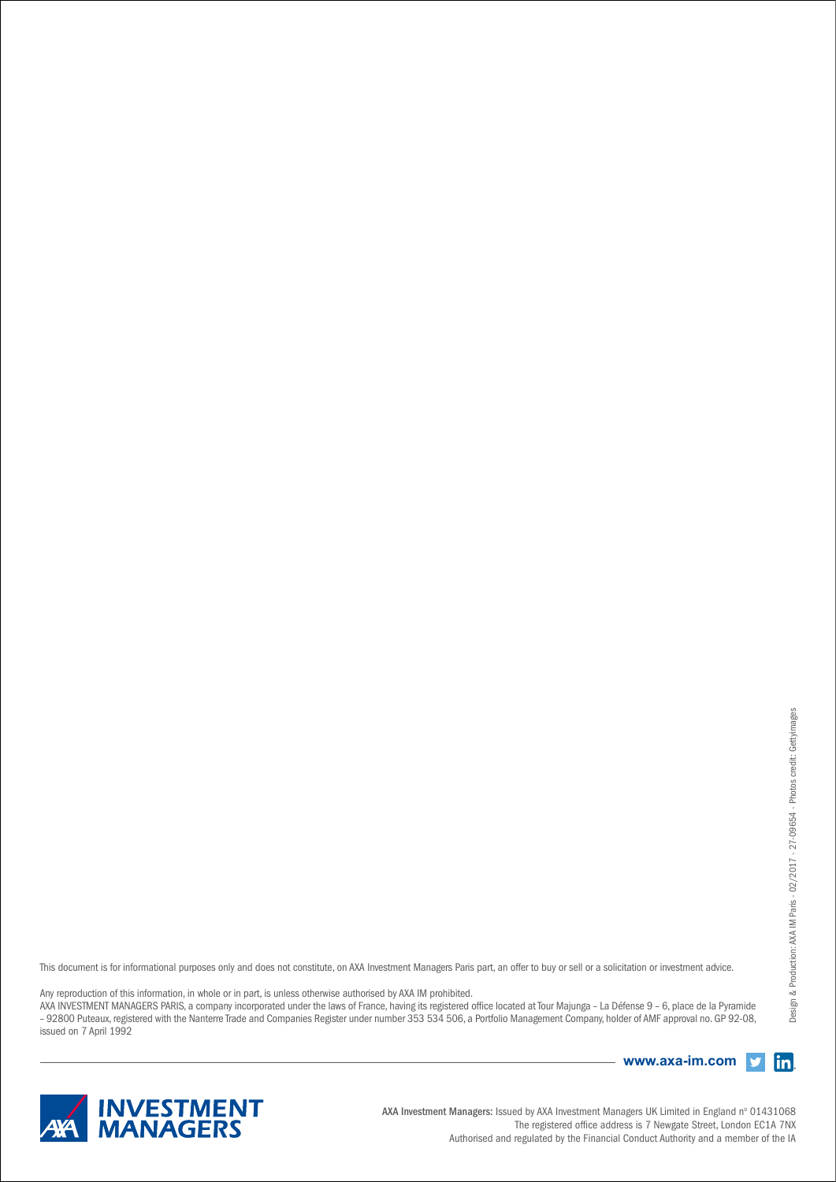This document is for informational purposes only and does not constitute, on AXA Investment Managers Paris part, an offer to buy or sell or a solicitation or investment advice.

Any reproduction of this information, in whole or in part, is unless otherwise authorised by AXA IM prohibited.
AXA INVESTMENT MANAGERS PARIS, a company incorporated under the laws of France, having its registered office located at Tour Majunga – La Défense 9 – 6, place de la Pyramide – 92800 Puteaux, registered with the Nanterre Trade and Companies Register under number 353 534 506, a Portfolio Management Company, holder of AMF approval no. GP 92-08, issued on 7 April 1992

Design & Production: AXA IM Paris - 02/2017 - 27-09654 - Photos credit: Gettyimages

**www.axa-im.com**

AXA INVESTMENT MANAGERS

**AXA Investment Managers:** Issued by AXA Investment Managers UK Limited in England n° 01431068
The registered office address is 7 Newgate Street, London EC1A 7NX
Authorised and regulated by the Financial Conduct Authority and a member of the IA